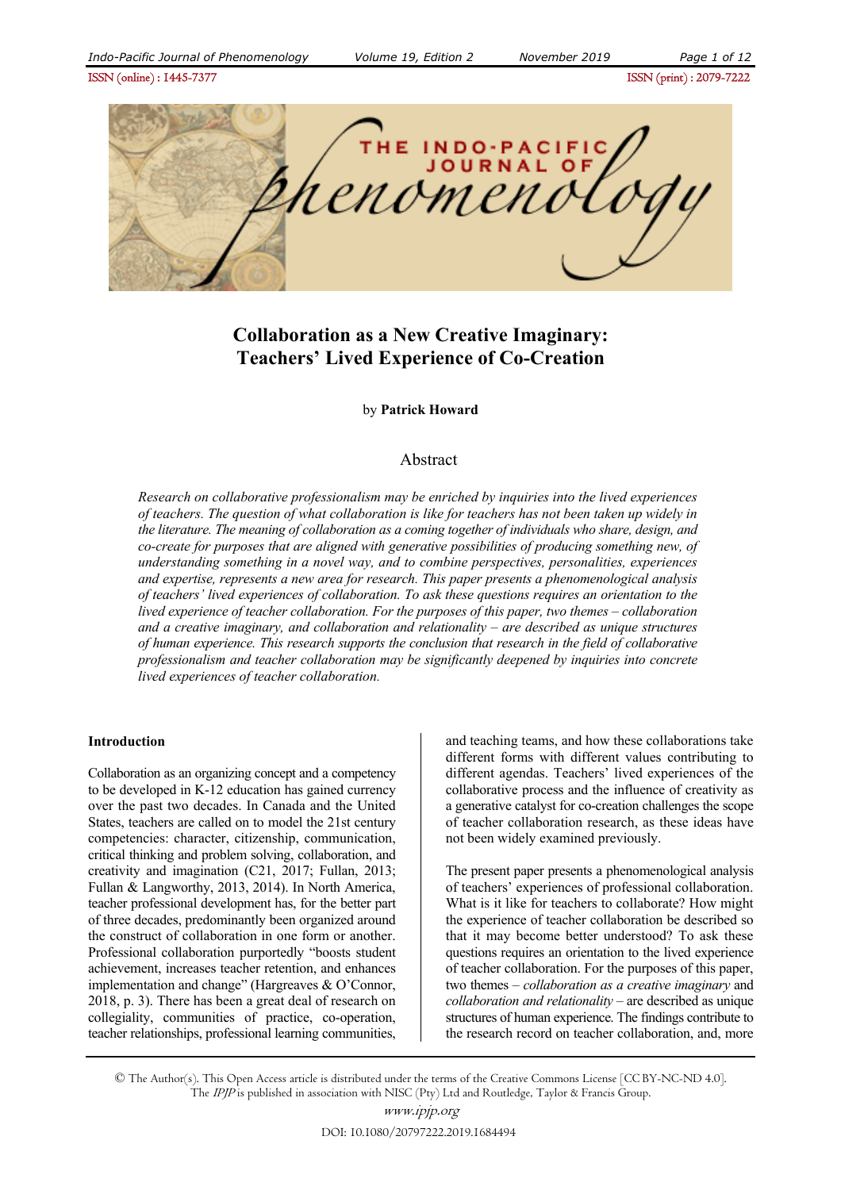# Collaboration as a New Creative Imaginary: Teachers' Lived Experience of Co-Creation

by **Patrick Howard**

## Abstract

*Research on collaborative professionalism may be enriched by inquiries into the lived experiences of teachers. The question of what collaboration is like for teachers has not been taken up widely in the literature. The meaning of collaboration as a coming together of individuals who share, design, and co-create for purposes that are aligned with generative possibilities of producing something new, of understanding something in a novel way, and to combine perspectives, personalities, experiences and expertise, represents a new area for research. This paper presents a phenomenological analysis of teachers' lived experiences of collaboration. To ask these questions requires an orientation to the lived experience of teacher collaboration. For the purposes of this paper, two themes – collaboration and a creative imaginary, and collaboration and relationality – are described as unique structures of human experience. This research supports the conclusion that research in the field of collaborative professionalism and teacher collaboration may be significantly deepened by inquiries into concrete lived experiences of teacher collaboration.*

**Introduction**

Collaboration as an organizing concept and a competency to be developed in K-12 education has gained currency over the past two decades. In Canada and the United States, teachers are called on to model the 21st century competencies: character, citizenship, communication, critical thinking and problem solving, collaboration, and creativity and imagination (C21, 2017; Fullan, 2013; Fullan & Langworthy, 2013, 2014). In North America, teacher professional development has, for the better part of three decades, predominantly been organized around the construct of collaboration in one form or another. Professional collaboration purportedly "boosts student achievement, increases teacher retention, and enhances implementation and change" (Hargreaves & O'Connor, 2018, p. 3). There has been a great deal of research on collegiality, communities of practice, co-operation, teacher relationships, professional learning communities, and teaching teams, and how these collaborations take different forms with different values contributing to different agendas. Teachers' lived experiences of the collaborative process and the influence of creativity as a generative catalyst for co-creation challenges the scope of teacher collaboration research, as these ideas have not been widely examined previously.

The present paper presents a phenomenological analysis of teachers' experiences of professional collaboration. What is it like for teachers to collaborate? How might the experience of teacher collaboration be described so that it may become better understood? To ask these questions requires an orientation to the lived experience of teacher collaboration. For the purposes of this paper, two themes – *collaboration as a creative imaginary* and *collaboration and relationality* – are described as unique structures of human experience. The findings contribute to the research record on teacher collaboration, and, more

© The Author(s). This Open Access article is distributed under the terms of the Creative Commons License [CC BY-NC-ND 4.0]. The *IPJP* is published in association with NISC (Pty) Ltd and Routledge, Taylor & Francis Group.

www.ipjp.org

DOI: 10.1080/20797222.2019.1684494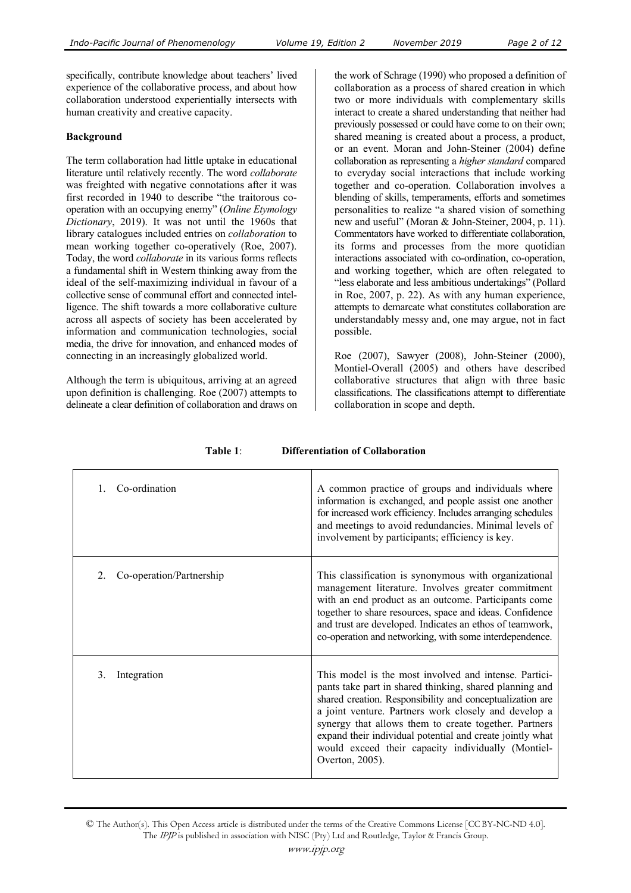specifically, contribute knowledge about teachers' lived experience of the collaborative process, and about how collaboration understood experientially intersects with human creativity and creative capacity.

## Background

The term collaboration had little uptake in educational literature until relatively recently. The word *collaborate* was freighted with negative connotations after it was first recorded in 1940 to describe "the traitorous co-operation with an occupying enemy" (*Online Etymology Dictionary*, 2019). It was not until the 1960s that library catalogues included entries on *collaboration* to mean working together co-operatively (Roe, 2007). Today, the word *collaborate* in its various forms reflects a fundamental shift in Western thinking away from the ideal of the self-maximizing individual in favour of a collective sense of communal effort and connected intelligence. The shift towards a more collaborative culture across all aspects of society has been accelerated by information and communication technologies, social media, the drive for innovation, and enhanced modes of connecting in an increasingly globalized world.

Although the term is ubiquitous, arriving at an agreed upon definition is challenging. Roe (2007) attempts to delineate a clear definition of collaboration and draws on the work of Schrage (1990) who proposed a definition of collaboration as a process of shared creation in which two or more individuals with complementary skills interact to create a shared understanding that neither had previously possessed or could have come to on their own; shared meaning is created about a process, a product, or an event. Moran and John-Steiner (2004) define collaboration as representing a *higher standard* compared to everyday social interactions that include working together and co-operation. Collaboration involves a blending of skills, temperaments, efforts and sometimes personalities to realize "a shared vision of something new and useful" (Moran & John-Steiner, 2004, p. 11). Commentators have worked to differentiate collaboration, its forms and processes from the more quotidian interactions associated with co-ordination, co-operation, and working together, which are often relegated to "less elaborate and less ambitious undertakings" (Pollard in Roe, 2007, p. 22). As with any human experience, attempts to demarcate what constitutes collaboration are understandably messy and, one may argue, not in fact possible.

Roe (2007), Sawyer (2008), John-Steiner (2000), Montiel-Overall (2005) and others have described collaborative structures that align with three basic classifications. The classifications attempt to differentiate collaboration in scope and depth.

**Table 1**: **Differentiation of Collaboration**

| | |
|---|---|
| 1. Co-ordination | A common practice of groups and individuals where information is exchanged, and people assist one another for increased work efficiency. Includes arranging schedules and meetings to avoid redundancies. Minimal levels of involvement by participants; efficiency is key. |
| 2. Co-operation/Partnership | This classification is synonymous with organizational management literature. Involves greater commitment with an end product as an outcome. Participants come together to share resources, space and ideas. Confidence and trust are developed. Indicates an ethos of teamwork, co-operation and networking, with some interdependence. |
| 3. Integration | This model is the most involved and intense. Participants take part in shared thinking, shared planning and shared creation. Responsibility and conceptualization are a joint venture. Partners work closely and develop a synergy that allows them to create together. Partners expand their individual potential and create jointly what would exceed their capacity individually (Montiel-Overton, 2005). |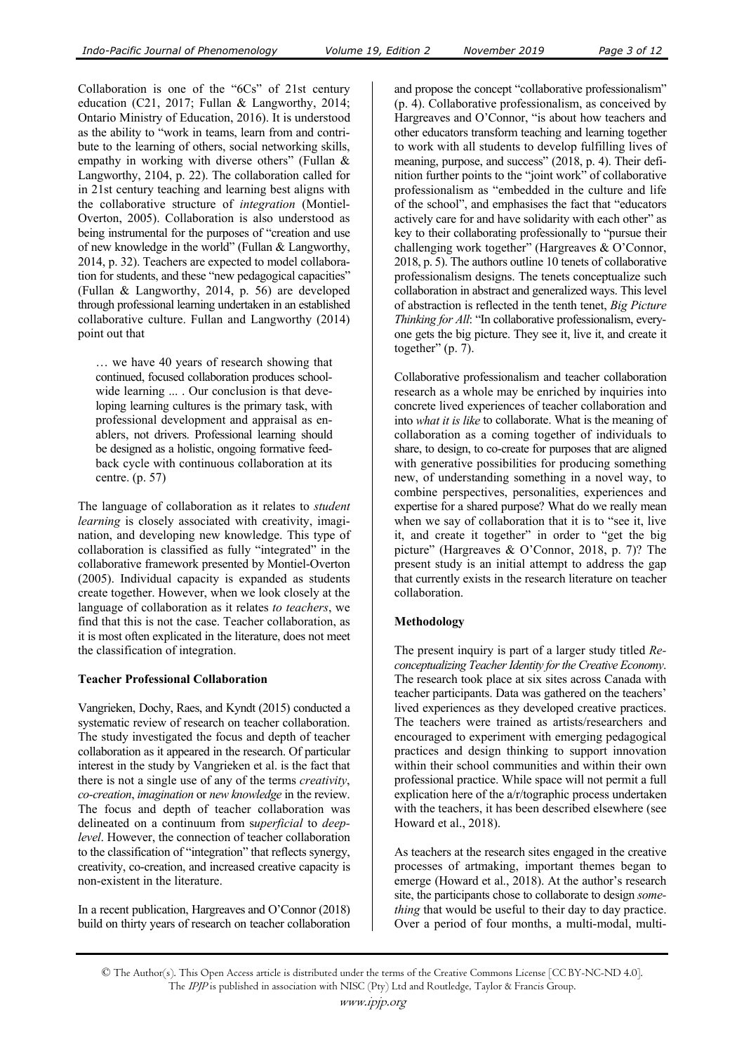Collaboration is one of the "6Cs" of 21st century education (C21, 2017; Fullan & Langworthy, 2014; Ontario Ministry of Education, 2016). It is understood as the ability to "work in teams, learn from and contribute to the learning of others, social networking skills, empathy in working with diverse others" (Fullan & Langworthy, 2104, p. 22). The collaboration called for in 21st century teaching and learning best aligns with the collaborative structure of *integration* (Montiel-Overton, 2005). Collaboration is also understood as being instrumental for the purposes of "creation and use of new knowledge in the world" (Fullan & Langworthy, 2014, p. 32). Teachers are expected to model collaboration for students, and these "new pedagogical capacities" (Fullan & Langworthy, 2014, p. 56) are developed through professional learning undertaken in an established collaborative culture. Fullan and Langworthy (2014) point out that

> … we have 40 years of research showing that continued, focused collaboration produces school-wide learning ... . Our conclusion is that developing learning cultures is the primary task, with professional development and appraisal as enablers, not drivers. Professional learning should be designed as a holistic, ongoing formative feedback cycle with continuous collaboration at its centre. (p. 57)

The language of collaboration as it relates to *student learning* is closely associated with creativity, imagination, and developing new knowledge. This type of collaboration is classified as fully "integrated" in the collaborative framework presented by Montiel-Overton (2005). Individual capacity is expanded as students create together. However, when we look closely at the language of collaboration as it relates *to teachers*, we find that this is not the case. Teacher collaboration, as it is most often explicated in the literature, does not meet the classification of integration.

**Teacher Professional Collaboration**

Vangrieken, Dochy, Raes, and Kyndt (2015) conducted a systematic review of research on teacher collaboration. The study investigated the focus and depth of teacher collaboration as it appeared in the research. Of particular interest in the study by Vangrieken et al. is the fact that there is not a single use of any of the terms *creativity*, *co-creation*, *imagination* or *new knowledge* in the review. The focus and depth of teacher collaboration was delineated on a continuum from s*uperficial* to *deep-level*. However, the connection of teacher collaboration to the classification of "integration" that reflects synergy, creativity, co-creation, and increased creative capacity is non-existent in the literature.

In a recent publication, Hargreaves and O'Connor (2018) build on thirty years of research on teacher collaboration and propose the concept "collaborative professionalism" (p. 4). Collaborative professionalism, as conceived by Hargreaves and O'Connor, "is about how teachers and other educators transform teaching and learning together to work with all students to develop fulfilling lives of meaning, purpose, and success" (2018, p. 4). Their definition further points to the "joint work" of collaborative professionalism as "embedded in the culture and life of the school", and emphasises the fact that "educators actively care for and have solidarity with each other" as key to their collaborating professionally to "pursue their challenging work together" (Hargreaves & O'Connor, 2018, p. 5). The authors outline 10 tenets of collaborative professionalism designs. The tenets conceptualize such collaboration in abstract and generalized ways. This level of abstraction is reflected in the tenth tenet, *Big Picture Thinking for All*: "In collaborative professionalism, everyone gets the big picture. They see it, live it, and create it together" (p. 7).

Collaborative professionalism and teacher collaboration research as a whole may be enriched by inquiries into concrete lived experiences of teacher collaboration and into *what it is like* to collaborate. What is the meaning of collaboration as a coming together of individuals to share, to design, to co-create for purposes that are aligned with generative possibilities for producing something new, of understanding something in a novel way, to combine perspectives, personalities, experiences and expertise for a shared purpose? What do we really mean when we say of collaboration that it is to "see it, live it, and create it together" in order to "get the big picture" (Hargreaves & O'Connor, 2018, p. 7)? The present study is an initial attempt to address the gap that currently exists in the research literature on teacher collaboration.

**Methodology**

The present inquiry is part of a larger study titled *Reconceptualizing Teacher Identity for the Creative Economy*. The research took place at six sites across Canada with teacher participants. Data was gathered on the teachers' lived experiences as they developed creative practices. The teachers were trained as artists/researchers and encouraged to experiment with emerging pedagogical practices and design thinking to support innovation within their school communities and within their own professional practice. While space will not permit a full explication here of the a/r/tographic process undertaken with the teachers, it has been described elsewhere (see Howard et al., 2018).

As teachers at the research sites engaged in the creative processes of artmaking, important themes began to emerge (Howard et al., 2018). At the author's research site, the participants chose to collaborate to design *something* that would be useful to their day to day practice. Over a period of four months, a multi-modal, multi-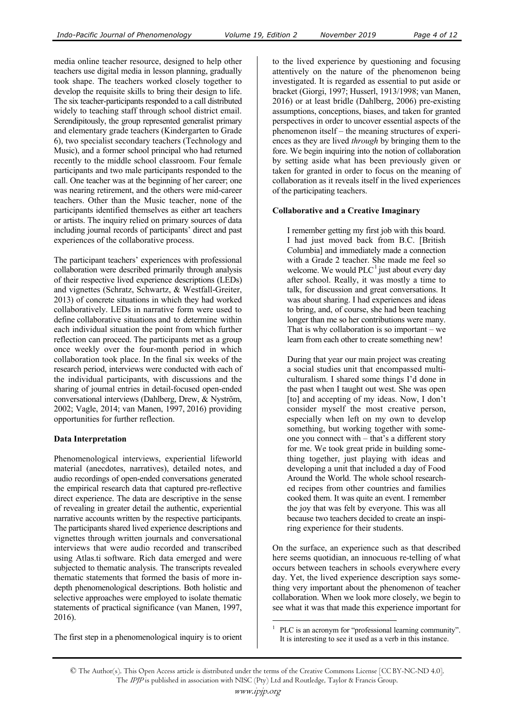media online teacher resource, designed to help other teachers use digital media in lesson planning, gradually took shape. The teachers worked closely together to develop the requisite skills to bring their design to life. The six teacher-participants responded to a call distributed widely to teaching staff through school district email. Serendipitously, the group represented generalist primary and elementary grade teachers (Kindergarten to Grade 6), two specialist secondary teachers (Technology and Music), and a former school principal who had returned recently to the middle school classroom. Four female participants and two male participants responded to the call. One teacher was at the beginning of her career; one was nearing retirement, and the others were mid-career teachers. Other than the Music teacher, none of the participants identified themselves as either art teachers or artists. The inquiry relied on primary sources of data including journal records of participants' direct and past experiences of the collaborative process.

The participant teachers' experiences with professional collaboration were described primarily through analysis of their respective lived experience descriptions (LEDs) and vignettes (Schratz, Schwartz, & Westfall-Greiter, 2013) of concrete situations in which they had worked collaboratively. LEDs in narrative form were used to define collaborative situations and to determine within each individual situation the point from which further reflection can proceed. The participants met as a group once weekly over the four-month period in which collaboration took place. In the final six weeks of the research period, interviews were conducted with each of the individual participants, with discussions and the sharing of journal entries in detail-focused open-ended conversational interviews (Dahlberg, Drew, & Nyström, 2002; Vagle, 2014; van Manen, 1997, 2016) providing opportunities for further reflection.

### Data Interpretation

Phenomenological interviews, experiential lifeworld material (anecdotes, narratives), detailed notes, and audio recordings of open-ended conversations generated the empirical research data that captured pre-reflective direct experience. The data are descriptive in the sense of revealing in greater detail the authentic, experiential narrative accounts written by the respective participants. The participants shared lived experience descriptions and vignettes through written journals and conversational interviews that were audio recorded and transcribed using Atlas.ti software. Rich data emerged and were subjected to thematic analysis. The transcripts revealed thematic statements that formed the basis of more in-depth phenomenological descriptions. Both holistic and selective approaches were employed to isolate thematic statements of practical significance (van Manen, 1997, 2016).

The first step in a phenomenological inquiry is to orient to the lived experience by questioning and focusing attentively on the nature of the phenomenon being investigated. It is regarded as essential to put aside or bracket (Giorgi, 1997; Husserl, 1913/1998; van Manen, 2016) or at least bridle (Dahlberg, 2006) pre-existing assumptions, conceptions, biases, and taken for granted perspectives in order to uncover essential aspects of the phenomenon itself – the meaning structures of experiences as they are lived *through* by bringing them to the fore. We begin inquiring into the notion of collaboration by setting aside what has been previously given or taken for granted in order to focus on the meaning of collaboration as it reveals itself in the lived experiences of the participating teachers.

### Collaborative and a Creative Imaginary

> I remember getting my first job with this board. I had just moved back from B.C. [British Columbia] and immediately made a connection with a Grade 2 teacher. She made me feel so welcome. We would PLC[1] just about every day after school. Really, it was mostly a time to talk, for discussion and great conversations. It was about sharing. I had experiences and ideas to bring, and, of course, she had been teaching longer than me so her contributions were many. That is why collaboration is so important – we learn from each other to create something new!
>
> During that year our main project was creating a social studies unit that encompassed multiculturalism. I shared some things I'd done in the past when I taught out west. She was open [to] and accepting of my ideas. Now, I don't consider myself the most creative person, especially when left on my own to develop something, but working together with someone you connect with – that's a different story for me. We took great pride in building something together, just playing with ideas and developing a unit that included a day of Food Around the World. The whole school researched recipes from other countries and families cooked them. It was quite an event. I remember the joy that was felt by everyone. This was all because two teachers decided to create an inspiring experience for their students.

On the surface, an experience such as that described here seems quotidian, an innocuous re-telling of what occurs between teachers in schools everywhere every day. Yet, the lived experience description says something very important about the phenomenon of teacher collaboration. When we look more closely, we begin to see what it was that made this experience important for

---

[1] PLC is an acronym for "professional learning community". It is interesting to see it used as a verb in this instance.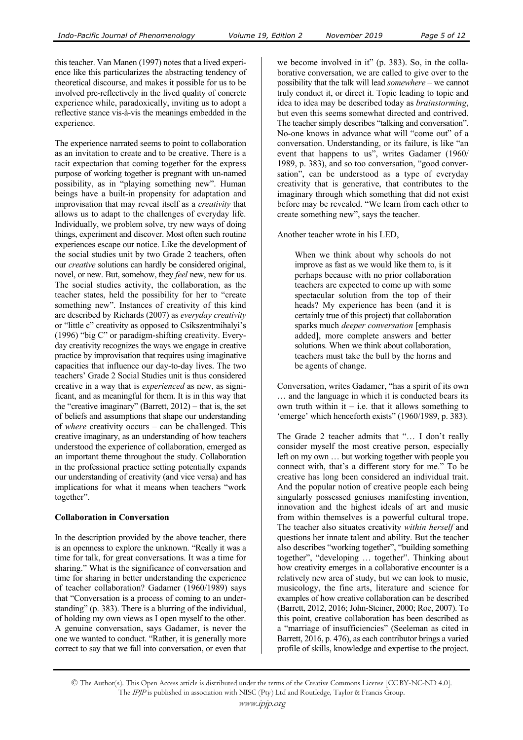this teacher. Van Manen (1997) notes that a lived experience like this particularizes the abstracting tendency of theoretical discourse, and makes it possible for us to be involved pre-reflectively in the lived quality of concrete experience while, paradoxically, inviting us to adopt a reflective stance vis-à-vis the meanings embedded in the experience.

The experience narrated seems to point to collaboration as an invitation to create and to be creative. There is a tacit expectation that coming together for the express purpose of working together is pregnant with un-named possibility, as in "playing something new". Human beings have a built-in propensity for adaptation and improvisation that may reveal itself as a *creativity* that allows us to adapt to the challenges of everyday life. Individually, we problem solve, try new ways of doing things, experiment and discover. Most often such routine experiences escape our notice. Like the development of the social studies unit by two Grade 2 teachers, often our *creative* solutions can hardly be considered original, novel, or new. But, somehow, they *feel* new, new for us. The social studies activity, the collaboration, as the teacher states, held the possibility for her to "create something new". Instances of creativity of this kind are described by Richards (2007) as *everyday creativity* or "little c" creativity as opposed to Csikszentmihalyi's (1996) "big C" or paradigm-shifting creativity. Everyday creativity recognizes the ways we engage in creative practice by improvisation that requires using imaginative capacities that influence our day-to-day lives. The two teachers' Grade 2 Social Studies unit is thus considered creative in a way that is *experienced* as new, as significant, and as meaningful for them. It is in this way that the "creative imaginary" (Barrett, 2012) – that is, the set of beliefs and assumptions that shape our understanding of *where* creativity occurs – can be challenged. This creative imaginary, as an understanding of how teachers understood the experience of collaboration, emerged as an important theme throughout the study. Collaboration in the professional practice setting potentially expands our understanding of creativity (and vice versa) and has implications for what it means when teachers "work together".

**Collaboration in Conversation**

In the description provided by the above teacher, there is an openness to explore the unknown. "Really it was a time for talk, for great conversations. It was a time for sharing." What is the significance of conversation and time for sharing in better understanding the experience of teacher collaboration? Gadamer (1960/1989) says that "Conversation is a process of coming to an understanding" (p. 383). There is a blurring of the individual, of holding my own views as I open myself to the other. A genuine conversation, says Gadamer, is never the one we wanted to conduct. "Rather, it is generally more correct to say that we fall into conversation, or even that we become involved in it" (p. 383). So, in the collaborative conversation, we are called to give over to the possibility that the talk will lead *somewhere* – we cannot truly conduct it, or direct it. Topic leading to topic and idea to idea may be described today as *brainstorming*, but even this seems somewhat directed and contrived. The teacher simply describes "talking and conversation". No-one knows in advance what will "come out" of a conversation. Understanding, or its failure, is like "an event that happens to us", writes Gadamer (1960/1989, p. 383), and so too conversation, "good conversation", can be understood as a type of everyday creativity that is generative, that contributes to the imaginary through which something that did not exist before may be revealed. "We learn from each other to create something new", says the teacher.

Another teacher wrote in his LED,

> When we think about why schools do not improve as fast as we would like them to, is it perhaps because with no prior collaboration teachers are expected to come up with some spectacular solution from the top of their heads? My experience has been (and it is certainly true of this project) that collaboration sparks much *deeper conversation* [emphasis added], more complete answers and better solutions. When we think about collaboration, teachers must take the bull by the horns and be agents of change.

Conversation, writes Gadamer, "has a spirit of its own … and the language in which it is conducted bears its own truth within it – i.e. that it allows something to 'emerge' which henceforth exists" (1960/1989, p. 383).

The Grade 2 teacher admits that "… I don't really consider myself the most creative person, especially left on my own … but working together with people you connect with, that's a different story for me." To be creative has long been considered an individual trait. And the popular notion of creative people each being singularly possessed geniuses manifesting invention, innovation and the highest ideals of art and music from within themselves is a powerful cultural trope. The teacher also situates creativity *within herself* and questions her innate talent and ability. But the teacher also describes "working together", "building something together", "developing … together". Thinking about how creativity emerges in a collaborative encounter is a relatively new area of study, but we can look to music, musicology, the fine arts, literature and science for examples of how creative collaboration can be described (Barrett, 2012, 2016; John-Steiner, 2000; Roe, 2007). To this point, creative collaboration has been described as a "marriage of insufficiencies" (Seeleman as cited in Barrett, 2016, p. 476), as each contributor brings a varied profile of skills, knowledge and expertise to the project.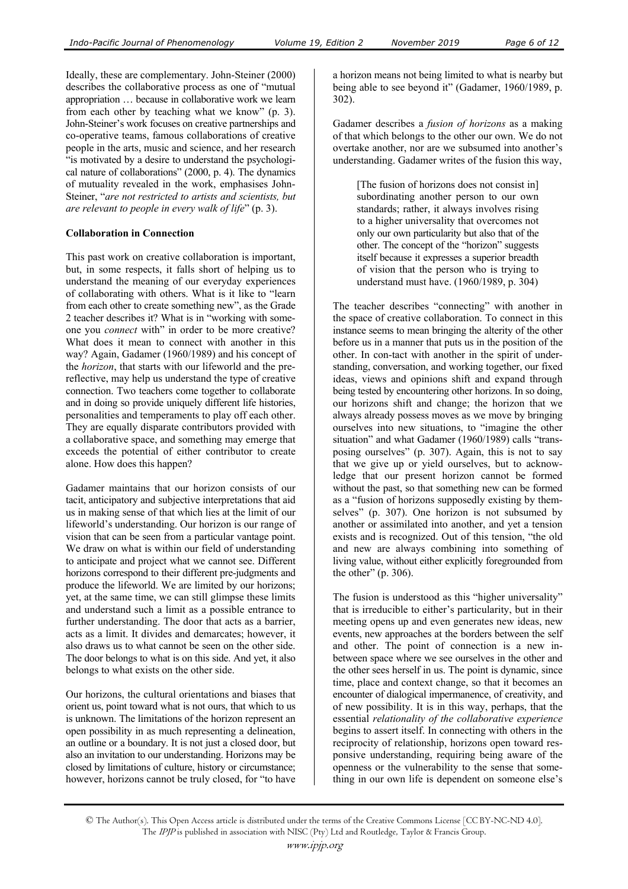Ideally, these are complementary. John-Steiner (2000) describes the collaborative process as one of "mutual appropriation … because in collaborative work we learn from each other by teaching what we know" (p. 3). John-Steiner's work focuses on creative partnerships and co-operative teams, famous collaborations of creative people in the arts, music and science, and her research "is motivated by a desire to understand the psychological nature of collaborations" (2000, p. 4). The dynamics of mutuality revealed in the work, emphasises John-Steiner, "*are not restricted to artists and scientists, but are relevant to people in every walk of life*" (p. 3).

**Collaboration in Connection**

This past work on creative collaboration is important, but, in some respects, it falls short of helping us to understand the meaning of our everyday experiences of collaborating with others. What is it like to "learn from each other to create something new", as the Grade 2 teacher describes it? What is in "working with someone you *connect* with" in order to be more creative? What does it mean to connect with another in this way? Again, Gadamer (1960/1989) and his concept of the *horizon*, that starts with our lifeworld and the pre-reflective, may help us understand the type of creative connection. Two teachers come together to collaborate and in doing so provide uniquely different life histories, personalities and temperaments to play off each other. They are equally disparate contributors provided with a collaborative space, and something may emerge that exceeds the potential of either contributor to create alone. How does this happen?

Gadamer maintains that our horizon consists of our tacit, anticipatory and subjective interpretations that aid us in making sense of that which lies at the limit of our lifeworld's understanding. Our horizon is our range of vision that can be seen from a particular vantage point. We draw on what is within our field of understanding to anticipate and project what we cannot see. Different horizons correspond to their different pre-judgments and produce the lifeworld. We are limited by our horizons; yet, at the same time, we can still glimpse these limits and understand such a limit as a possible entrance to further understanding. The door that acts as a barrier, acts as a limit. It divides and demarcates; however, it also draws us to what cannot be seen on the other side. The door belongs to what is on this side. And yet, it also belongs to what exists on the other side.

Our horizons, the cultural orientations and biases that orient us, point toward what is not ours, that which to us is unknown. The limitations of the horizon represent an open possibility in as much representing a delineation, an outline or a boundary. It is not just a closed door, but also an invitation to our understanding. Horizons may be closed by limitations of culture, history or circumstance; however, horizons cannot be truly closed, for "to have a horizon means not being limited to what is nearby but being able to see beyond it" (Gadamer, 1960/1989, p. 302).

Gadamer describes a *fusion of horizons* as a making of that which belongs to the other our own. We do not overtake another, nor are we subsumed into another's understanding. Gadamer writes of the fusion this way,

> [The fusion of horizons does not consist in] subordinating another person to our own standards; rather, it always involves rising to a higher universality that overcomes not only our own particularity but also that of the other. The concept of the "horizon" suggests itself because it expresses a superior breadth of vision that the person who is trying to understand must have. (1960/1989, p. 304)

The teacher describes "connecting" with another in the space of creative collaboration. To connect in this instance seems to mean bringing the alterity of the other before us in a manner that puts us in the position of the other. In con-tact with another in the spirit of understanding, conversation, and working together, our fixed ideas, views and opinions shift and expand through being tested by encountering other horizons. In so doing, our horizons shift and change; the horizon that we always already possess moves as we move by bringing ourselves into new situations, to "imagine the other situation" and what Gadamer (1960/1989) calls "transposing ourselves" (p. 307). Again, this is not to say that we give up or yield ourselves, but to acknowledge that our present horizon cannot be formed without the past, so that something new can be formed as a "fusion of horizons supposedly existing by themselves" (p. 307). One horizon is not subsumed by another or assimilated into another, and yet a tension exists and is recognized. Out of this tension, "the old and new are always combining into something of living value, without either explicitly foregrounded from the other" (p. 306).

The fusion is understood as this "higher universality" that is irreducible to either's particularity, but in their meeting opens up and even generates new ideas, new events, new approaches at the borders between the self and other. The point of connection is a new in-between space where we see ourselves in the other and the other sees herself in us. The point is dynamic, since time, place and context change, so that it becomes an encounter of dialogical impermanence, of creativity, and of new possibility. It is in this way, perhaps, that the essential *relationality of the collaborative experience* begins to assert itself. In connecting with others in the reciprocity of relationship, horizons open toward responsive understanding, requiring being aware of the openness or the vulnerability to the sense that something in our own life is dependent on someone else's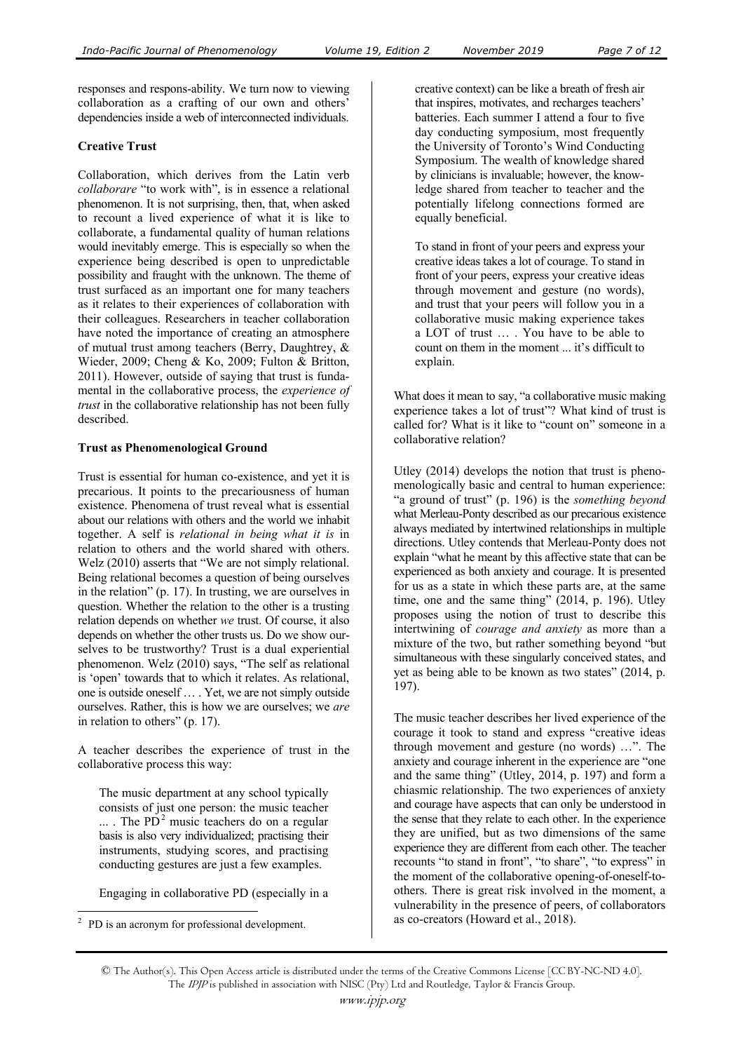responses and respons-ability. We turn now to viewing collaboration as a crafting of our own and others' dependencies inside a web of interconnected individuals.

**Creative Trust**

Collaboration, which derives from the Latin verb *collaborare* "to work with", is in essence a relational phenomenon. It is not surprising, then, that, when asked to recount a lived experience of what it is like to collaborate, a fundamental quality of human relations would inevitably emerge. This is especially so when the experience being described is open to unpredictable possibility and fraught with the unknown. The theme of trust surfaced as an important one for many teachers as it relates to their experiences of collaboration with their colleagues. Researchers in teacher collaboration have noted the importance of creating an atmosphere of mutual trust among teachers (Berry, Daughtrey, & Wieder, 2009; Cheng & Ko, 2009; Fulton & Britton, 2011). However, outside of saying that trust is fundamental in the collaborative process, the *experience of trust* in the collaborative relationship has not been fully described.

**Trust as Phenomenological Ground**

Trust is essential for human co-existence, and yet it is precarious. It points to the precariousness of human existence. Phenomena of trust reveal what is essential about our relations with others and the world we inhabit together. A self is *relational in being what it is* in relation to others and the world shared with others. Welz (2010) asserts that "We are not simply relational. Being relational becomes a question of being ourselves in the relation" (p. 17). In trusting, we are ourselves in question. Whether the relation to the other is a trusting relation depends on whether *we* trust. Of course, it also depends on whether the other trusts us. Do we show ourselves to be trustworthy? Trust is a dual experiential phenomenon. Welz (2010) says, "The self as relational is 'open' towards that to which it relates. As relational, one is outside oneself … . Yet, we are not simply outside ourselves. Rather, this is how we are ourselves; we *are* in relation to others" (p. 17).

A teacher describes the experience of trust in the collaborative process this way:

> The music department at any school typically consists of just one person: the music teacher ... . The PD[2] music teachers do on a regular basis is also very individualized; practising their instruments, studying scores, and practising conducting gestures are just a few examples.
>
> Engaging in collaborative PD (especially in a creative context) can be like a breath of fresh air that inspires, motivates, and recharges teachers' batteries. Each summer I attend a four to five day conducting symposium, most frequently the University of Toronto's Wind Conducting Symposium. The wealth of knowledge shared by clinicians is invaluable; however, the knowledge shared from teacher to teacher and the potentially lifelong connections formed are equally beneficial.
>
> To stand in front of your peers and express your creative ideas takes a lot of courage. To stand in front of your peers, express your creative ideas through movement and gesture (no words), and trust that your peers will follow you in a collaborative music making experience takes a LOT of trust … . You have to be able to count on them in the moment ... it's difficult to explain.

What does it mean to say, "a collaborative music making experience takes a lot of trust"? What kind of trust is called for? What is it like to "count on" someone in a collaborative relation?

Utley (2014) develops the notion that trust is phenomenologically basic and central to human experience: "a ground of trust" (p. 196) is the *something beyond* what Merleau-Ponty described as our precarious existence always mediated by intertwined relationships in multiple directions. Utley contends that Merleau-Ponty does not explain "what he meant by this affective state that can be experienced as both anxiety and courage. It is presented for us as a state in which these parts are, at the same time, one and the same thing" (2014, p. 196). Utley proposes using the notion of trust to describe this intertwining of *courage and anxiety* as more than a mixture of the two, but rather something beyond "but simultaneous with these singularly conceived states, and yet as being able to be known as two states" (2014, p. 197).

The music teacher describes her lived experience of the courage it took to stand and express "creative ideas through movement and gesture (no words) …". The anxiety and courage inherent in the experience are "one and the same thing" (Utley, 2014, p. 197) and form a chiasmic relationship. The two experiences of anxiety and courage have aspects that can only be understood in the sense that they relate to each other. In the experience they are unified, but as two dimensions of the same experience they are different from each other. The teacher recounts "to stand in front", "to share", "to express" in the moment of the collaborative opening-of-oneself-to-others. There is great risk involved in the moment, a vulnerability in the presence of peers, of collaborators as co-creators (Howard et al., 2018).

[2] PD is an acronym for professional development.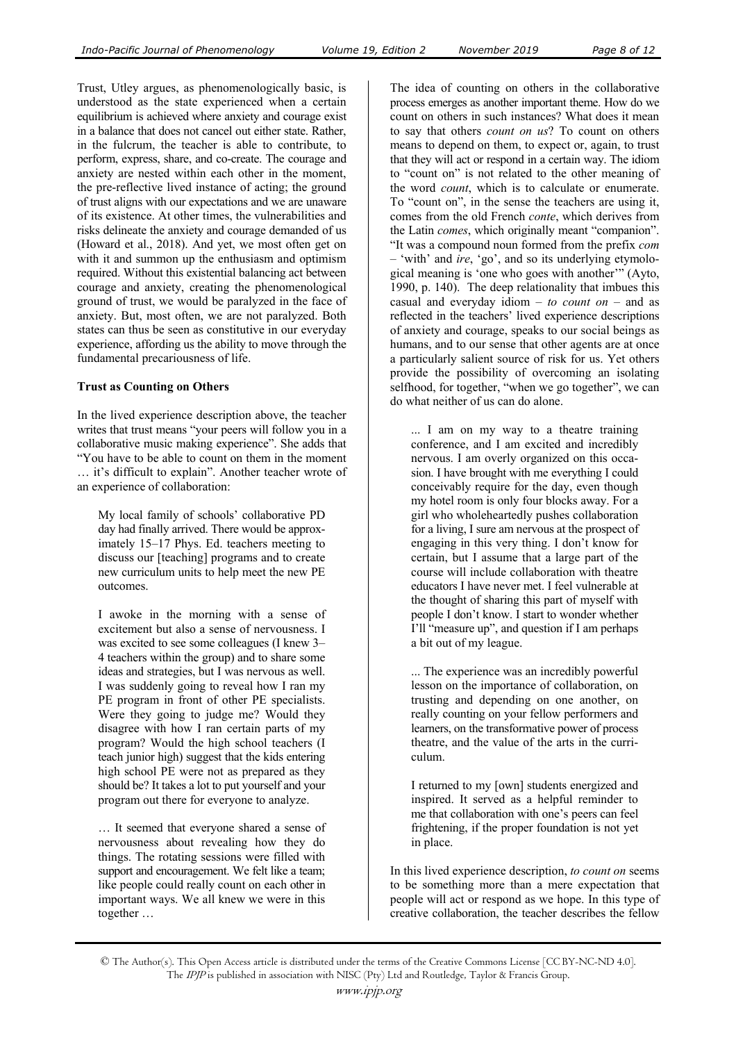Trust, Utley argues, as phenomenologically basic, is understood as the state experienced when a certain equilibrium is achieved where anxiety and courage exist in a balance that does not cancel out either state. Rather, in the fulcrum, the teacher is able to contribute, to perform, express, share, and co-create. The courage and anxiety are nested within each other in the moment, the pre-reflective lived instance of acting; the ground of trust aligns with our expectations and we are unaware of its existence. At other times, the vulnerabilities and risks delineate the anxiety and courage demanded of us (Howard et al., 2018). And yet, we most often get on with it and summon up the enthusiasm and optimism required. Without this existential balancing act between courage and anxiety, creating the phenomenological ground of trust, we would be paralyzed in the face of anxiety. But, most often, we are not paralyzed. Both states can thus be seen as constitutive in our everyday experience, affording us the ability to move through the fundamental precariousness of life.

**Trust as Counting on Others**

In the lived experience description above, the teacher writes that trust means "your peers will follow you in a collaborative music making experience". She adds that "You have to be able to count on them in the moment … it's difficult to explain". Another teacher wrote of an experience of collaboration:

> My local family of schools' collaborative PD day had finally arrived. There would be approximately 15–17 Phys. Ed. teachers meeting to discuss our [teaching] programs and to create new curriculum units to help meet the new PE outcomes.
>
> I awoke in the morning with a sense of excitement but also a sense of nervousness. I was excited to see some colleagues (I knew 3–4 teachers within the group) and to share some ideas and strategies, but I was nervous as well. I was suddenly going to reveal how I ran my PE program in front of other PE specialists. Were they going to judge me? Would they disagree with how I ran certain parts of my program? Would the high school teachers (I teach junior high) suggest that the kids entering high school PE were not as prepared as they should be? It takes a lot to put yourself and your program out there for everyone to analyze.
>
> … It seemed that everyone shared a sense of nervousness about revealing how they do things. The rotating sessions were filled with support and encouragement. We felt like a team; like people could really count on each other in important ways. We all knew we were in this together …

The idea of counting on others in the collaborative process emerges as another important theme. How do we count on others in such instances? What does it mean to say that others *count on us*? To count on others means to depend on them, to expect or, again, to trust that they will act or respond in a certain way. The idiom to "count on" is not related to the other meaning of the word *count*, which is to calculate or enumerate. To "count on", in the sense the teachers are using it, comes from the old French *conte*, which derives from the Latin *comes*, which originally meant "companion". "It was a compound noun formed from the prefix *com* – 'with' and *ire*, 'go', and so its underlying etymological meaning is 'one who goes with another'" (Ayto, 1990, p. 140). The deep relationality that imbues this casual and everyday idiom – *to count on* – and as reflected in the teachers' lived experience descriptions of anxiety and courage, speaks to our social beings as humans, and to our sense that other agents are at once a particularly salient source of risk for us. Yet others provide the possibility of overcoming an isolating selfhood, for together, "when we go together", we can do what neither of us can do alone.

> ... I am on my way to a theatre training conference, and I am excited and incredibly nervous. I am overly organized on this occasion. I have brought with me everything I could conceivably require for the day, even though my hotel room is only four blocks away. For a girl who wholeheartedly pushes collaboration for a living, I sure am nervous at the prospect of engaging in this very thing. I don't know for certain, but I assume that a large part of the course will include collaboration with theatre educators I have never met. I feel vulnerable at the thought of sharing this part of myself with people I don't know. I start to wonder whether I'll "measure up", and question if I am perhaps a bit out of my league.
>
> ... The experience was an incredibly powerful lesson on the importance of collaboration, on trusting and depending on one another, on really counting on your fellow performers and learners, on the transformative power of process theatre, and the value of the arts in the curriculum.
>
> I returned to my [own] students energized and inspired. It served as a helpful reminder to me that collaboration with one's peers can feel frightening, if the proper foundation is not yet in place.

In this lived experience description, *to count on* seems to be something more than a mere expectation that people will act or respond as we hope. In this type of creative collaboration, the teacher describes the fellow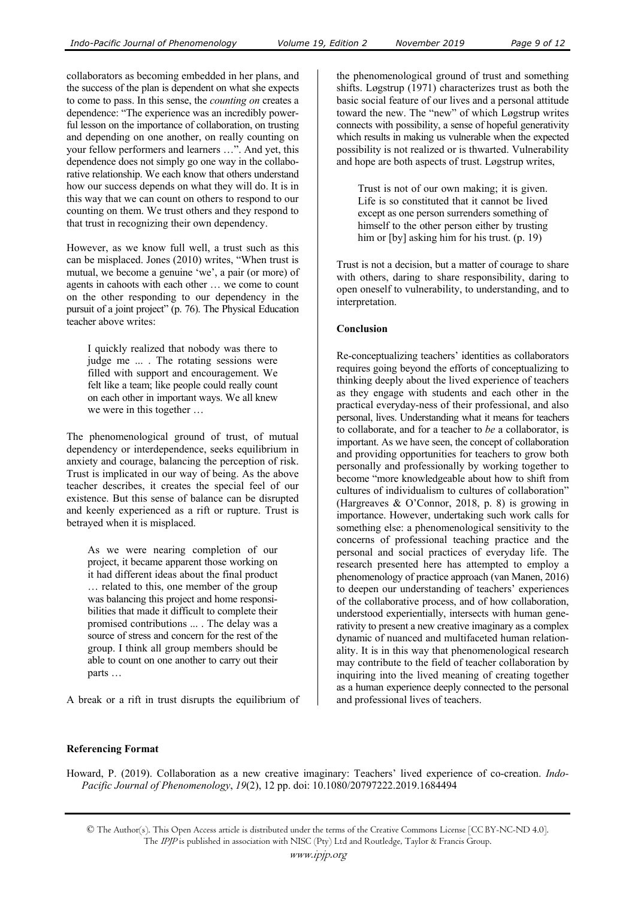collaborators as becoming embedded in her plans, and the success of the plan is dependent on what she expects to come to pass. In this sense, the *counting on* creates a dependence: "The experience was an incredibly powerful lesson on the importance of collaboration, on trusting and depending on one another, on really counting on your fellow performers and learners …". And yet, this dependence does not simply go one way in the collaborative relationship. We each know that others understand how our success depends on what they will do. It is in this way that we can count on others to respond to our counting on them. We trust others and they respond to that trust in recognizing their own dependency.

However, as we know full well, a trust such as this can be misplaced. Jones (2010) writes, "When trust is mutual, we become a genuine 'we', a pair (or more) of agents in cahoots with each other … we come to count on the other responding to our dependency in the pursuit of a joint project" (p. 76). The Physical Education teacher above writes:

> I quickly realized that nobody was there to judge me ... . The rotating sessions were filled with support and encouragement. We felt like a team; like people could really count on each other in important ways. We all knew we were in this together …

The phenomenological ground of trust, of mutual dependency or interdependence, seeks equilibrium in anxiety and courage, balancing the perception of risk. Trust is implicated in our way of being. As the above teacher describes, it creates the special feel of our existence. But this sense of balance can be disrupted and keenly experienced as a rift or rupture. Trust is betrayed when it is misplaced.

> As we were nearing completion of our project, it became apparent those working on it had different ideas about the final product … related to this, one member of the group was balancing this project and home responsibilities that made it difficult to complete their promised contributions ... . The delay was a source of stress and concern for the rest of the group. I think all group members should be able to count on one another to carry out their parts …

A break or a rift in trust disrupts the equilibrium of the phenomenological ground of trust and something shifts. Løgstrup (1971) characterizes trust as both the basic social feature of our lives and a personal attitude toward the new. The "new" of which Løgstrup writes connects with possibility, a sense of hopeful generativity which results in making us vulnerable when the expected possibility is not realized or is thwarted. Vulnerability and hope are both aspects of trust. Løgstrup writes,

> Trust is not of our own making; it is given. Life is so constituted that it cannot be lived except as one person surrenders something of himself to the other person either by trusting him or [by] asking him for his trust. (p. 19)

Trust is not a decision, but a matter of courage to share with others, daring to share responsibility, daring to open oneself to vulnerability, to understanding, and to interpretation.

## Conclusion

Re-conceptualizing teachers' identities as collaborators requires going beyond the efforts of conceptualizing to thinking deeply about the lived experience of teachers as they engage with students and each other in the practical everyday-ness of their professional, and also personal, lives. Understanding what it means for teachers to collaborate, and for a teacher to *be* a collaborator, is important. As we have seen, the concept of collaboration and providing opportunities for teachers to grow both personally and professionally by working together to become "more knowledgeable about how to shift from cultures of individualism to cultures of collaboration" (Hargreaves & O'Connor, 2018, p. 8) is growing in importance. However, undertaking such work calls for something else: a phenomenological sensitivity to the concerns of professional teaching practice and the personal and social practices of everyday life. The research presented here has attempted to employ a phenomenology of practice approach (van Manen, 2016) to deepen our understanding of teachers' experiences of the collaborative process, and of how collaboration, understood experientially, intersects with human generativity to present a new creative imaginary as a complex dynamic of nuanced and multifaceted human relationality. It is in this way that phenomenological research may contribute to the field of teacher collaboration by inquiring into the lived meaning of creating together as a human experience deeply connected to the personal and professional lives of teachers.

**Referencing Format**

Howard, P. (2019). Collaboration as a new creative imaginary: Teachers' lived experience of co-creation. *Indo-Pacific Journal of Phenomenology*, *19*(2), 12 pp. doi: 10.1080/20797222.2019.1684494

© The Author(s). This Open Access article is distributed under the terms of the Creative Commons License [CC BY-NC-ND 4.0]. The *IPJP* is published in association with NISC (Pty) Ltd and Routledge, Taylor & Francis Group.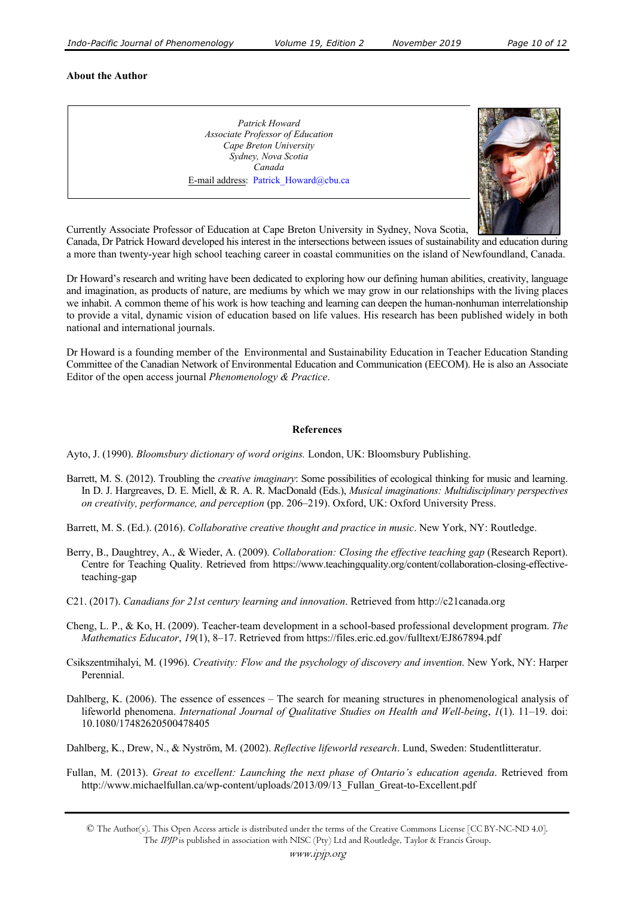**About the Author**

*Patrick Howard*
*Associate Professor of Education*
*Cape Breton University*
*Sydney, Nova Scotia*
*Canada*
E-mail address: Patrick_Howard@cbu.ca

Currently Associate Professor of Education at Cape Breton University in Sydney, Nova Scotia, Canada, Dr Patrick Howard developed his interest in the intersections between issues of sustainability and education during a more than twenty-year high school teaching career in coastal communities on the island of Newfoundland, Canada.

Dr Howard's research and writing have been dedicated to exploring how our defining human abilities, creativity, language and imagination, as products of nature, are mediums by which we may grow in our relationships with the living places we inhabit. A common theme of his work is how teaching and learning can deepen the human-nonhuman interrelationship to provide a vital, dynamic vision of education based on life values. His research has been published widely in both national and international journals.

Dr Howard is a founding member of the Environmental and Sustainability Education in Teacher Education Standing Committee of the Canadian Network of Environmental Education and Communication (EECOM). He is also an Associate Editor of the open access journal *Phenomenology & Practice*.

**References**

Ayto, J. (1990). *Bloomsbury dictionary of word origins.* London, UK: Bloomsbury Publishing.

Barrett, M. S. (2012). Troubling the *creative imaginary*: Some possibilities of ecological thinking for music and learning. In D. J. Hargreaves, D. E. Miell, & R. A. R. MacDonald (Eds.), *Musical imaginations: Multidisciplinary perspectives on creativity, performance, and perception* (pp. 206–219). Oxford, UK: Oxford University Press.

Barrett, M. S. (Ed.). (2016). *Collaborative creative thought and practice in music*. New York, NY: Routledge.

Berry, B., Daughtrey, A., & Wieder, A. (2009). *Collaboration: Closing the effective teaching gap* (Research Report). Centre for Teaching Quality. Retrieved from https://www.teachingquality.org/content/collaboration-closing-effective-teaching-gap

C21. (2017). *Canadians for 21st century learning and innovation*. Retrieved from http://c21canada.org

Cheng, L. P., & Ko, H. (2009). Teacher-team development in a school-based professional development program. *The Mathematics Educator*, *19*(1), 8–17. Retrieved from https://files.eric.ed.gov/fulltext/EJ867894.pdf

Csikszentmihalyi, M. (1996). *Creativity: Flow and the psychology of discovery and invention*. New York, NY: Harper Perennial.

Dahlberg, K. (2006). The essence of essences – The search for meaning structures in phenomenological analysis of lifeworld phenomena. *International Journal of Qualitative Studies on Health and Well-being*, *1*(1). 11–19. doi: 10.1080/17482620500478405

Dahlberg, K., Drew, N., & Nyström, M. (2002). *Reflective lifeworld research*. Lund, Sweden: Studentlitteratur.

Fullan, M. (2013). *Great to excellent: Launching the next phase of Ontario's education agenda*. Retrieved from http://www.michaelfullan.ca/wp-content/uploads/2013/09/13_Fullan_Great-to-Excellent.pdf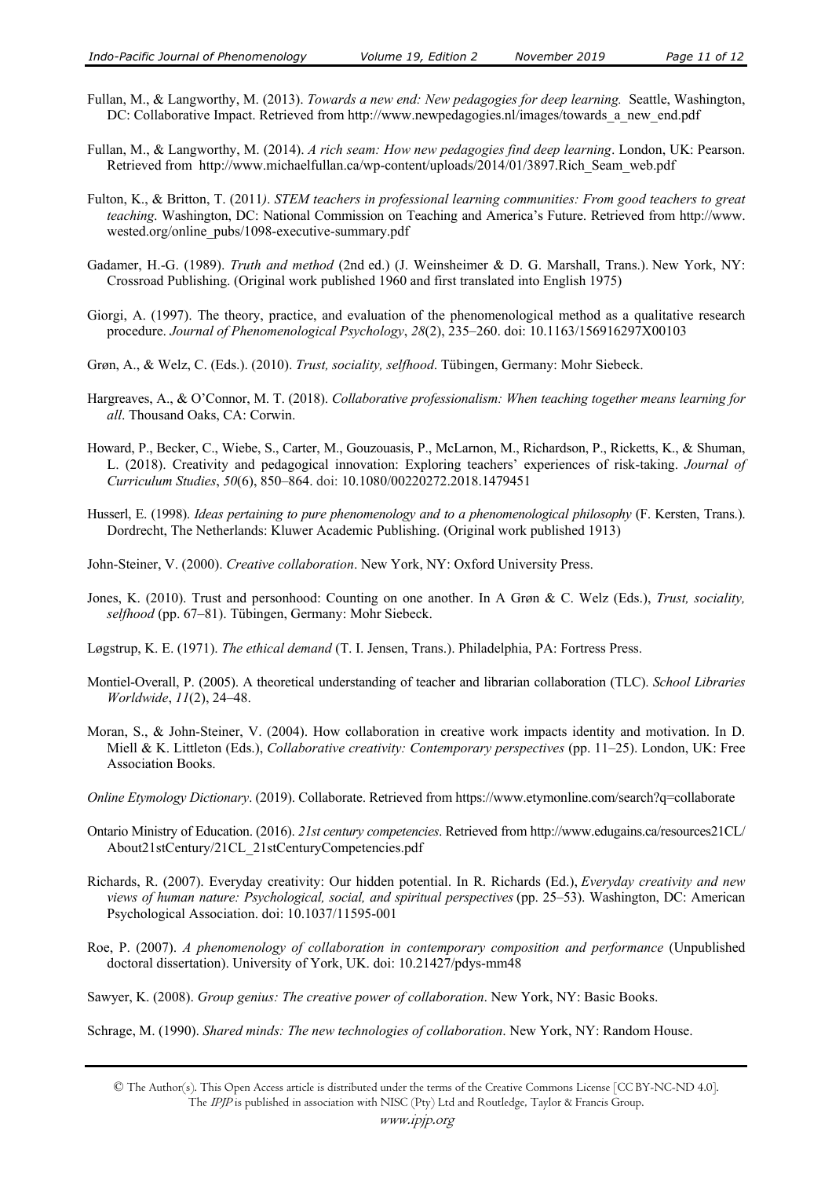Fullan, M., & Langworthy, M. (2013). *Towards a new end: New pedagogies for deep learning.* Seattle, Washington, DC: Collaborative Impact. Retrieved from http://www.newpedagogies.nl/images/towards_a_new_end.pdf

Fullan, M., & Langworthy, M. (2014). *A rich seam: How new pedagogies find deep learning*. London, UK: Pearson. Retrieved from http://www.michaelfullan.ca/wp-content/uploads/2014/01/3897.Rich_Seam_web.pdf

Fulton, K., & Britton, T. (2011*). STEM teachers in professional learning communities: From good teachers to great teaching*. Washington, DC: National Commission on Teaching and America's Future. Retrieved from http://www.wested.org/online_pubs/1098-executive-summary.pdf

Gadamer, H.-G. (1989). *Truth and method* (2nd ed.) (J. Weinsheimer & D. G. Marshall, Trans.). New York, NY: Crossroad Publishing. (Original work published 1960 and first translated into English 1975)

Giorgi, A. (1997). The theory, practice, and evaluation of the phenomenological method as a qualitative research procedure. *Journal of Phenomenological Psychology*, *28*(2), 235–260. doi: 10.1163/156916297X00103

Grøn, A., & Welz, C. (Eds.). (2010). *Trust, sociality, selfhood*. Tübingen, Germany: Mohr Siebeck.

Hargreaves, A., & O'Connor, M. T. (2018). *Collaborative professionalism: When teaching together means learning for all*. Thousand Oaks, CA: Corwin.

Howard, P., Becker, C., Wiebe, S., Carter, M., Gouzouasis, P., McLarnon, M., Richardson, P., Ricketts, K., & Shuman, L. (2018). Creativity and pedagogical innovation: Exploring teachers' experiences of risk-taking. *Journal of Curriculum Studies*, *50*(6), 850–864. doi: 10.1080/00220272.2018.1479451

Husserl, E. (1998). *Ideas pertaining to pure phenomenology and to a phenomenological philosophy* (F. Kersten, Trans.). Dordrecht, The Netherlands: Kluwer Academic Publishing. (Original work published 1913)

John-Steiner, V. (2000). *Creative collaboration*. New York, NY: Oxford University Press.

Jones, K. (2010). Trust and personhood: Counting on one another. In A Grøn & C. Welz (Eds.), *Trust, sociality, selfhood* (pp. 67–81). Tübingen, Germany: Mohr Siebeck.

Løgstrup, K. E. (1971). *The ethical demand* (T. I. Jensen, Trans.). Philadelphia, PA: Fortress Press.

Montiel-Overall, P. (2005). A theoretical understanding of teacher and librarian collaboration (TLC). *School Libraries Worldwide*, *11*(2), 24–48.

Moran, S., & John-Steiner, V. (2004). How collaboration in creative work impacts identity and motivation. In D. Miell & K. Littleton (Eds.), *Collaborative creativity: Contemporary perspectives* (pp. 11–25). London, UK: Free Association Books.

*Online Etymology Dictionary*. (2019). Collaborate. Retrieved from https://www.etymonline.com/search?q=collaborate

Ontario Ministry of Education. (2016). *21st century competencies*. Retrieved from http://www.edugains.ca/resources21CL/About21stCentury/21CL_21stCenturyCompetencies.pdf

Richards, R. (2007). Everyday creativity: Our hidden potential. In R. Richards (Ed.), *Everyday creativity and new views of human nature: Psychological, social, and spiritual perspectives* (pp. 25–53). Washington, DC: American Psychological Association. doi: 10.1037/11595-001

Roe, P. (2007). *A phenomenology of collaboration in contemporary composition and performance* (Unpublished doctoral dissertation). University of York, UK. doi: 10.21427/pdys-mm48

Sawyer, K. (2008). *Group genius: The creative power of collaboration*. New York, NY: Basic Books.

Schrage, M. (1990). *Shared minds: The new technologies of collaboration*. New York, NY: Random House.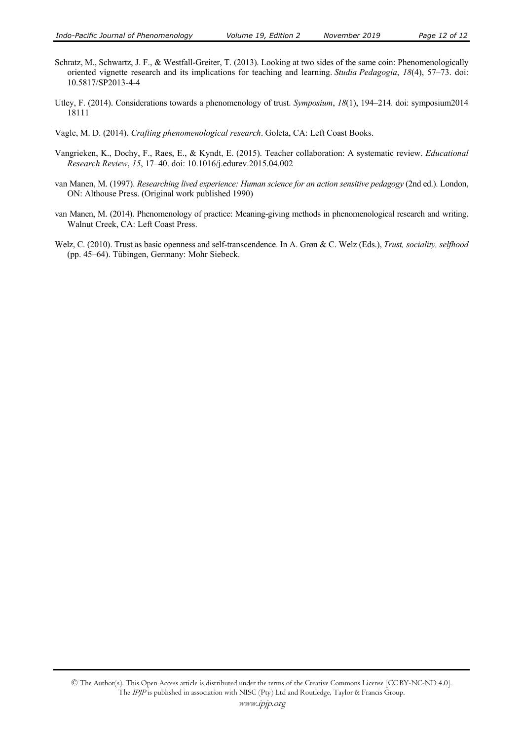Schratz, M., Schwartz, J. F., & Westfall-Greiter, T. (2013). Looking at two sides of the same coin: Phenomenologically oriented vignette research and its implications for teaching and learning. *Studia Pedagogia*, *18*(4), 57–73. doi: 10.5817/SP2013-4-4

Utley, F. (2014). Considerations towards a phenomenology of trust. *Symposium*, *18*(1), 194–214. doi: symposium2014 18111

Vagle, M. D. (2014). *Crafting phenomenological research*. Goleta, CA: Left Coast Books.

Vangrieken, K., Dochy, F., Raes, E., & Kyndt, E. (2015). Teacher collaboration: A systematic review. *Educational Research Review*, *15*, 17–40. doi: 10.1016/j.edurev.2015.04.002

van Manen, M. (1997). *Researching lived experience: Human science for an action sensitive pedagogy* (2nd ed.). London, ON: Althouse Press. (Original work published 1990)

van Manen, M. (2014). Phenomenology of practice: Meaning-giving methods in phenomenological research and writing. Walnut Creek, CA: Left Coast Press.

Welz, C. (2010). Trust as basic openness and self-transcendence. In A. Grøn & C. Welz (Eds.), *Trust, sociality, selfhood* (pp. 45–64). Tübingen, Germany: Mohr Siebeck.

© The Author(s). This Open Access article is distributed under the terms of the Creative Commons License [CC BY-NC-ND 4.0]. The *IPJP* is published in association with NISC (Pty) Ltd and Routledge, Taylor & Francis Group.

*www.ipjp.org*